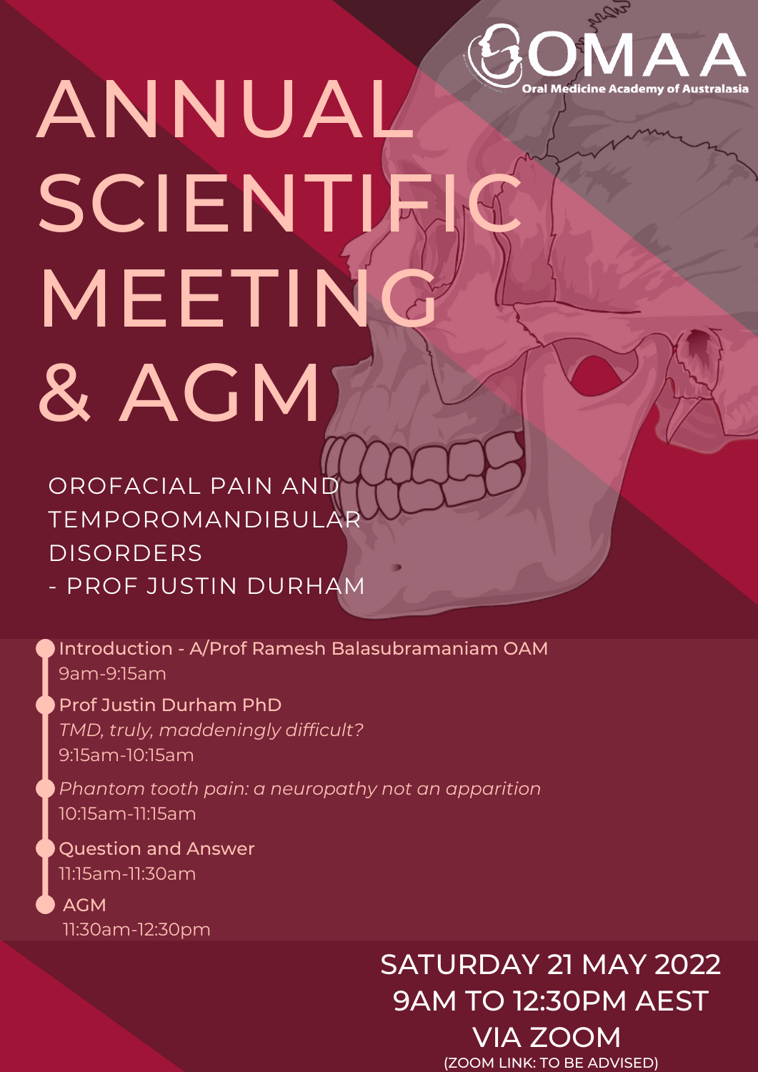OMAA
Oral Medicine Academy of Australasia

# ANNUAL SCIENTIFIC MEETING & AGM

## OROFACIAL PAIN AND TEMPOROMANDIBULAR DISORDERS - PROF JUSTIN DURHAM

- Introduction - A/Prof Ramesh Balasubramaniam OAM
  9am-9:15am
- Prof Justin Durham PhD
  *TMD, truly, maddeningly difficult?*
  9:15am-10:15am
- *Phantom tooth pain: a neuropathy not an apparition*
  10:15am-11:15am
- Question and Answer
  11:15am-11:30am
- AGM
  11:30am-12:30pm

**SATURDAY 21 MAY 2022**
**9AM TO 12:30PM AEST**
**VIA ZOOM**
(ZOOM LINK: TO BE ADVISED)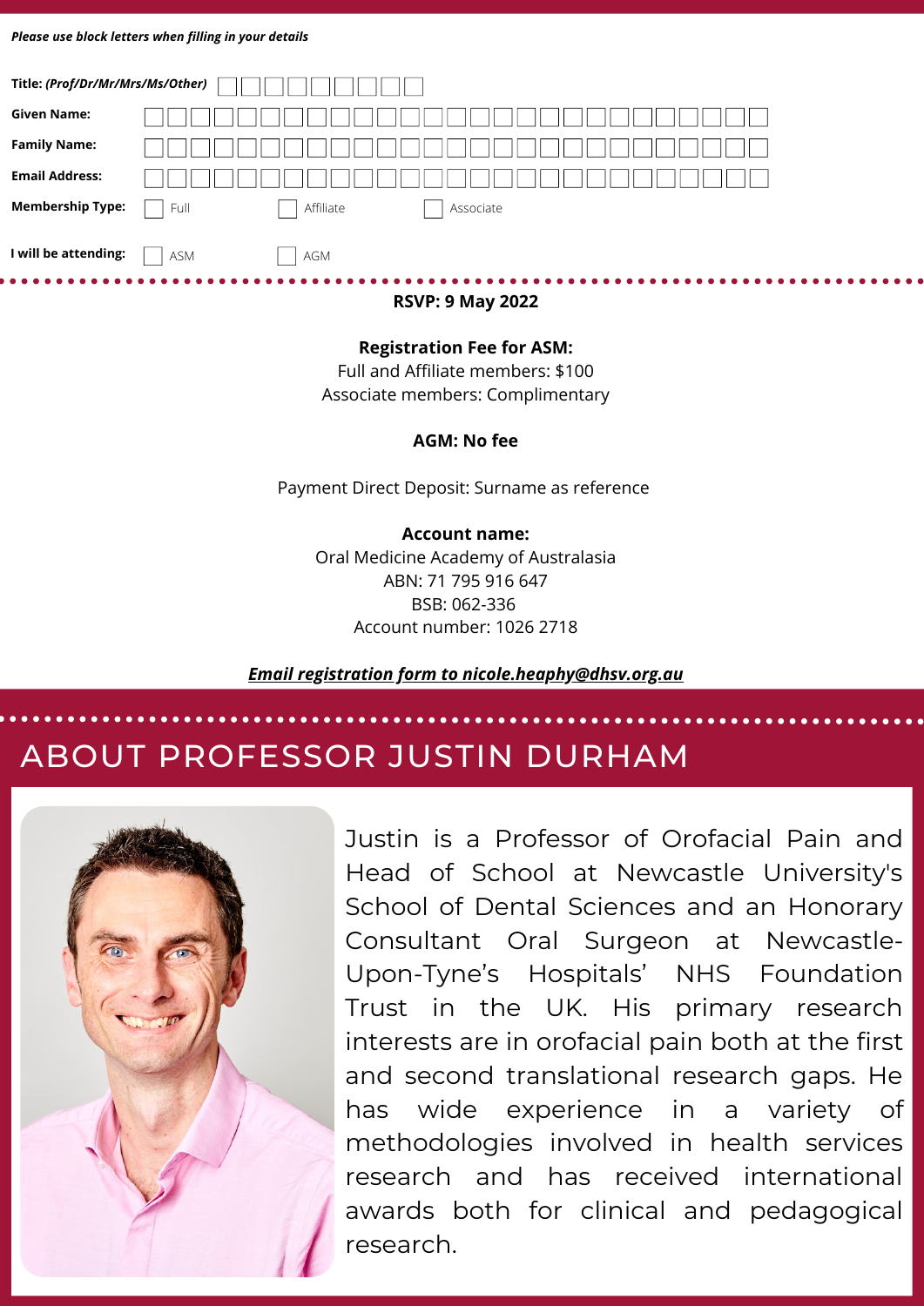*Please use block letters when filling in your details*

**Title:** ***(Prof/Dr/Mr/Mrs/Ms/Other)*** ☐☐☐☐☐☐☐☐☐

**Given Name:** ☐☐☐☐☐☐☐☐☐☐☐☐☐☐☐☐☐☐☐☐☐☐☐☐☐☐☐

**Family Name:** ☐☐☐☐☐☐☐☐☐☐☐☐☐☐☐☐☐☐☐☐☐☐☐☐☐☐☐

**Email Address:** ☐☐☐☐☐☐☐☐☐☐☐☐☐☐☐☐☐☐☐☐☐☐☐☐☐☐☐

**Membership Type:** ☐ Full ☐ Affiliate ☐ Associate

**I will be attending:** ☐ ASM ☐ AGM

**RSVP: 9 May 2022**

**Registration Fee for ASM:**
Full and Affiliate members: $100
Associate members: Complimentary

**AGM: No fee**

Payment Direct Deposit: Surname as reference

**Account name:**
Oral Medicine Academy of Australasia
ABN: 71 795 916 647
BSB: 062-336
Account number: 1026 2718

***Email registration form to nicole.heaphy@dhsv.org.au***

# ABOUT PROFESSOR JUSTIN DURHAM

Justin is a Professor of Orofacial Pain and Head of School at Newcastle University's School of Dental Sciences and an Honorary Consultant Oral Surgeon at Newcastle-Upon-Tyne's Hospitals' NHS Foundation Trust in the UK. His primary research interests are in orofacial pain both at the first and second translational research gaps. He has wide experience in a variety of methodologies involved in health services research and has received international awards both for clinical and pedagogical research.